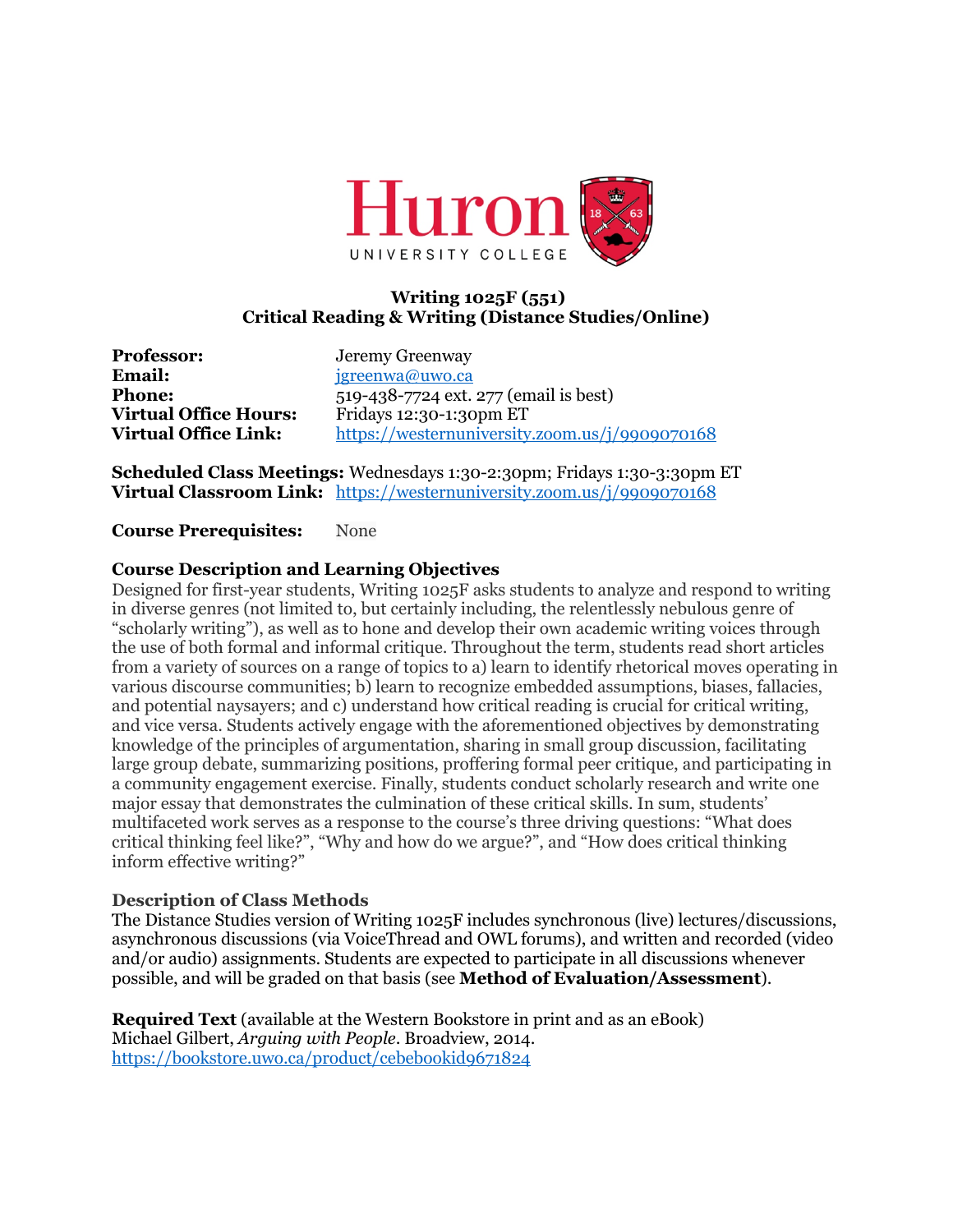Huron UNIVERSITY COLLEGE

**Writing 1025F (551)**
**Critical Reading & Writing (Distance Studies/Online)**

**Professor:** Jeremy Greenway
**Email:** jgreenwa@uwo.ca
**Phone:** 519-438-7724 ext. 277 (email is best)
**Virtual Office Hours:** Fridays 12:30-1:30pm ET
**Virtual Office Link:** https://westernuniversity.zoom.us/j/9909070168

**Scheduled Class Meetings:** Wednesdays 1:30-2:30pm; Fridays 1:30-3:30pm ET
**Virtual Classroom Link:** https://westernuniversity.zoom.us/j/9909070168

**Course Prerequisites:** None

### Course Description and Learning Objectives

Designed for first-year students, Writing 1025F asks students to analyze and respond to writing in diverse genres (not limited to, but certainly including, the relentlessly nebulous genre of "scholarly writing"), as well as to hone and develop their own academic writing voices through the use of both formal and informal critique. Throughout the term, students read short articles from a variety of sources on a range of topics to a) learn to identify rhetorical moves operating in various discourse communities; b) learn to recognize embedded assumptions, biases, fallacies, and potential naysayers; and c) understand how critical reading is crucial for critical writing, and vice versa. Students actively engage with the aforementioned objectives by demonstrating knowledge of the principles of argumentation, sharing in small group discussion, facilitating large group debate, summarizing positions, proffering formal peer critique, and participating in a community engagement exercise. Finally, students conduct scholarly research and write one major essay that demonstrates the culmination of these critical skills. In sum, students' multifaceted work serves as a response to the course's three driving questions: "What does critical thinking feel like?", "Why and how do we argue?", and "How does critical thinking inform effective writing?"

### Description of Class Methods

The Distance Studies version of Writing 1025F includes synchronous (live) lectures/discussions, asynchronous discussions (via VoiceThread and OWL forums), and written and recorded (video and/or audio) assignments. Students are expected to participate in all discussions whenever possible, and will be graded on that basis (see **Method of Evaluation/Assessment**).

**Required Text** (available at the Western Bookstore in print and as an eBook)
Michael Gilbert, *Arguing with People*. Broadview, 2014.
https://bookstore.uwo.ca/product/cebebookid9671824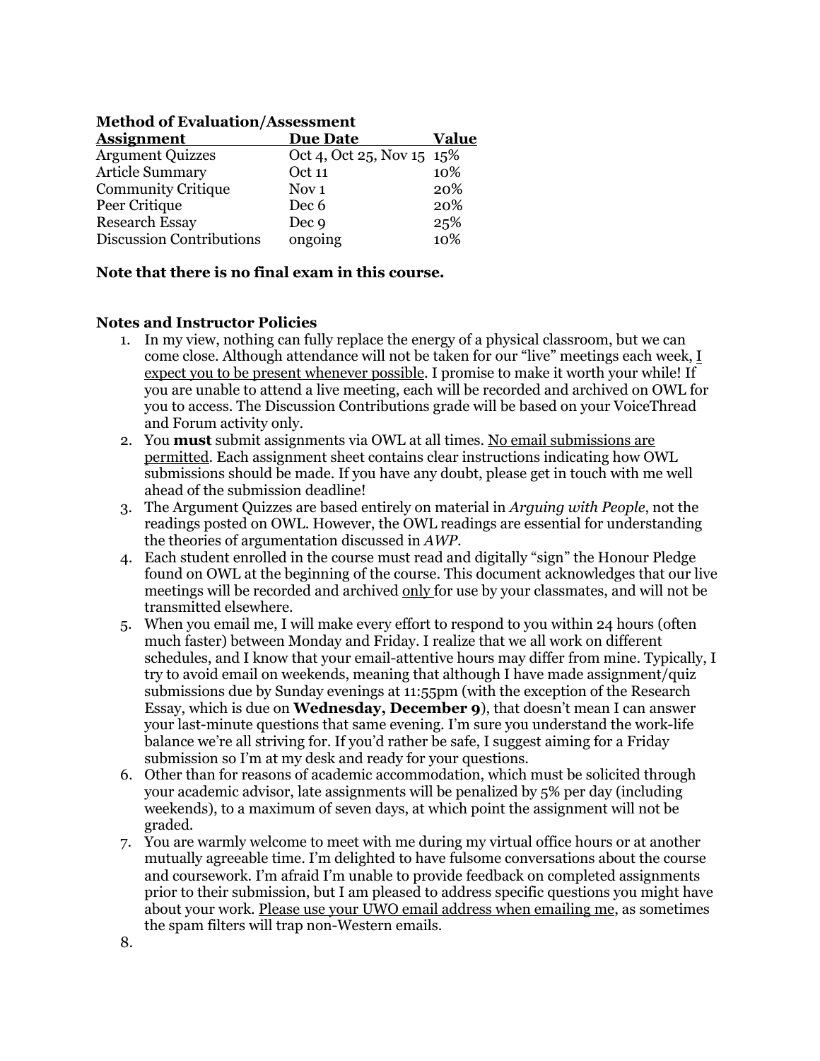**Method of Evaluation/Assessment**

| Assignment | Due Date | Value |
|---|---|---|
| Argument Quizzes | Oct 4, Oct 25, Nov 15 | 15% |
| Article Summary | Oct 11 | 10% |
| Community Critique | Nov 1 | 20% |
| Peer Critique | Dec 6 | 20% |
| Research Essay | Dec 9 | 25% |
| Discussion Contributions | ongoing | 10% |

**Note that there is no final exam in this course.**

**Notes and Instructor Policies**

1. In my view, nothing can fully replace the energy of a physical classroom, but we can come close. Although attendance will not be taken for our "live" meetings each week, I expect you to be present whenever possible. I promise to make it worth your while! If you are unable to attend a live meeting, each will be recorded and archived on OWL for you to access. The Discussion Contributions grade will be based on your VoiceThread and Forum activity only.
2. You **must** submit assignments via OWL at all times. No email submissions are permitted. Each assignment sheet contains clear instructions indicating how OWL submissions should be made. If you have any doubt, please get in touch with me well ahead of the submission deadline!
3. The Argument Quizzes are based entirely on material in *Arguing with People*, not the readings posted on OWL. However, the OWL readings are essential for understanding the theories of argumentation discussed in *AWP*.
4. Each student enrolled in the course must read and digitally "sign" the Honour Pledge found on OWL at the beginning of the course. This document acknowledges that our live meetings will be recorded and archived only for use by your classmates, and will not be transmitted elsewhere.
5. When you email me, I will make every effort to respond to you within 24 hours (often much faster) between Monday and Friday. I realize that we all work on different schedules, and I know that your email-attentive hours may differ from mine. Typically, I try to avoid email on weekends, meaning that although I have made assignment/quiz submissions due by Sunday evenings at 11:55pm (with the exception of the Research Essay, which is due on **Wednesday, December 9**), that doesn't mean I can answer your last-minute questions that same evening. I'm sure you understand the work-life balance we're all striving for. If you'd rather be safe, I suggest aiming for a Friday submission so I'm at my desk and ready for your questions.
6. Other than for reasons of academic accommodation, which must be solicited through your academic advisor, late assignments will be penalized by 5% per day (including weekends), to a maximum of seven days, at which point the assignment will not be graded.
7. You are warmly welcome to meet with me during my virtual office hours or at another mutually agreeable time. I'm delighted to have fulsome conversations about the course and coursework. I'm afraid I'm unable to provide feedback on completed assignments prior to their submission, but I am pleased to address specific questions you might have about your work. Please use your UWO email address when emailing me, as sometimes the spam filters will trap non-Western emails.
8.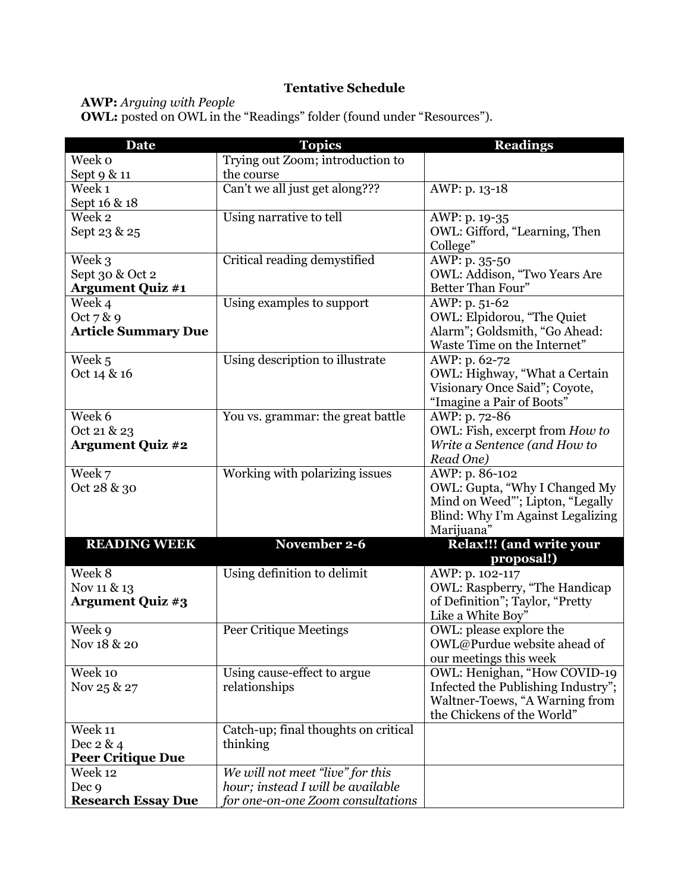**Tentative Schedule**

**AWP:** *Arguing with People*
**OWL:** posted on OWL in the "Readings" folder (found under "Resources").

| Date | Topics | Readings |
|---|---|---|
| Week 0<br>Sept 9 & 11 | Trying out Zoom; introduction to the course | |
| Week 1<br>Sept 16 & 18 | Can't we all just get along??? | AWP: p. 13-18 |
| Week 2<br>Sept 23 & 25 | Using narrative to tell | AWP: p. 19-35<br>OWL: Gifford, "Learning, Then College" |
| Week 3<br>Sept 30 & Oct 2<br>**Argument Quiz #1** | Critical reading demystified | AWP: p. 35-50<br>OWL: Addison, "Two Years Are Better Than Four" |
| Week 4<br>Oct 7 & 9<br>**Article Summary Due** | Using examples to support | AWP: p. 51-62<br>OWL: Elpidorou, "The Quiet Alarm"; Goldsmith, "Go Ahead: Waste Time on the Internet" |
| Week 5<br>Oct 14 & 16 | Using description to illustrate | AWP: p. 62-72<br>OWL: Highway, "What a Certain Visionary Once Said"; Coyote, "Imagine a Pair of Boots" |
| Week 6<br>Oct 21 & 23<br>**Argument Quiz #2** | You vs. grammar: the great battle | AWP: p. 72-86<br>OWL: Fish, excerpt from *How to Write a Sentence (and How to Read One)* |
| Week 7<br>Oct 28 & 30 | Working with polarizing issues | AWP: p. 86-102<br>OWL: Gupta, "Why I Changed My Mind on Weed"'; Lipton, "Legally Blind: Why I'm Against Legalizing Marijuana" |
| **READING WEEK** | **November 2-6** | **Relax!!! (and write your proposal!)** |
| Week 8<br>Nov 11 & 13<br>**Argument Quiz #3** | Using definition to delimit | AWP: p. 102-117<br>OWL: Raspberry, "The Handicap of Definition"; Taylor, "Pretty Like a White Boy" |
| Week 9<br>Nov 18 & 20 | Peer Critique Meetings | OWL: please explore the OWL@Purdue website ahead of our meetings this week |
| Week 10<br>Nov 25 & 27 | Using cause-effect to argue relationships | OWL: Henighan, "How COVID-19 Infected the Publishing Industry"; Waltner-Toews, "A Warning from the Chickens of the World" |
| Week 11<br>Dec 2 & 4<br>**Peer Critique Due** | Catch-up; final thoughts on critical thinking | |
| Week 12<br>Dec 9<br>**Research Essay Due** | *We will not meet "live" for this hour; instead I will be available for one-on-one Zoom consultations* | |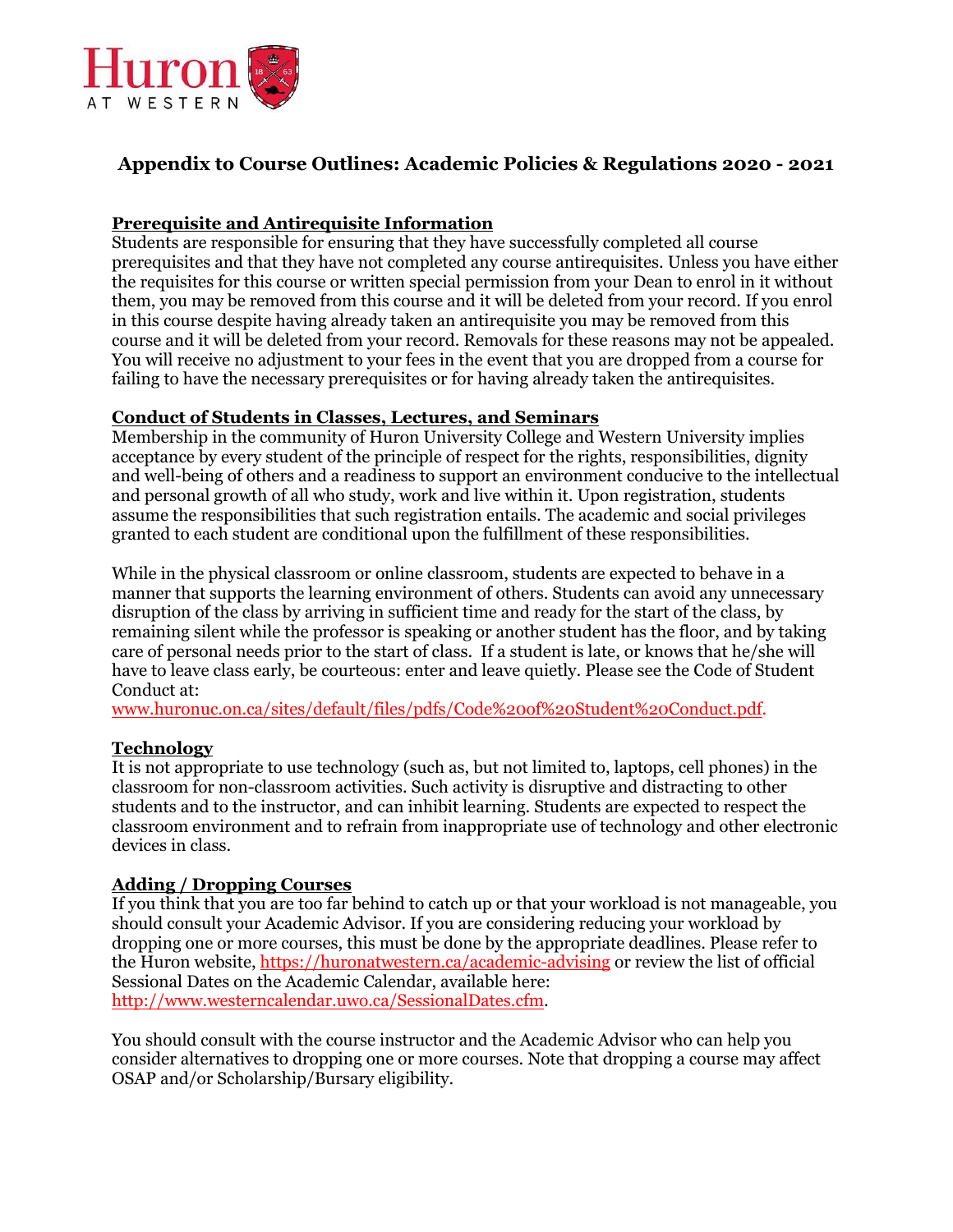# Appendix to Course Outlines: Academic Policies & Regulations 2020 - 2021

## Prerequisite and Antirequisite Information

Students are responsible for ensuring that they have successfully completed all course prerequisites and that they have not completed any course antirequisites. Unless you have either the requisites for this course or written special permission from your Dean to enrol in it without them, you may be removed from this course and it will be deleted from your record. If you enrol in this course despite having already taken an antirequisite you may be removed from this course and it will be deleted from your record. Removals for these reasons may not be appealed. You will receive no adjustment to your fees in the event that you are dropped from a course for failing to have the necessary prerequisites or for having already taken the antirequisites.

## Conduct of Students in Classes, Lectures, and Seminars

Membership in the community of Huron University College and Western University implies acceptance by every student of the principle of respect for the rights, responsibilities, dignity and well-being of others and a readiness to support an environment conducive to the intellectual and personal growth of all who study, work and live within it. Upon registration, students assume the responsibilities that such registration entails. The academic and social privileges granted to each student are conditional upon the fulfillment of these responsibilities.

While in the physical classroom or online classroom, students are expected to behave in a manner that supports the learning environment of others. Students can avoid any unnecessary disruption of the class by arriving in sufficient time and ready for the start of the class, by remaining silent while the professor is speaking or another student has the floor, and by taking care of personal needs prior to the start of class. If a student is late, or knows that he/she will have to leave class early, be courteous: enter and leave quietly. Please see the Code of Student Conduct at:
www.huronuc.on.ca/sites/default/files/pdfs/Code%20of%20Student%20Conduct.pdf.

## Technology

It is not appropriate to use technology (such as, but not limited to, laptops, cell phones) in the classroom for non-classroom activities. Such activity is disruptive and distracting to other students and to the instructor, and can inhibit learning. Students are expected to respect the classroom environment and to refrain from inappropriate use of technology and other electronic devices in class.

## Adding / Dropping Courses

If you think that you are too far behind to catch up or that your workload is not manageable, you should consult your Academic Advisor. If you are considering reducing your workload by dropping one or more courses, this must be done by the appropriate deadlines. Please refer to the Huron website, https://huronatwestern.ca/academic-advising or review the list of official Sessional Dates on the Academic Calendar, available here: http://www.westerncalendar.uwo.ca/SessionalDates.cfm.

You should consult with the course instructor and the Academic Advisor who can help you consider alternatives to dropping one or more courses. Note that dropping a course may affect OSAP and/or Scholarship/Bursary eligibility.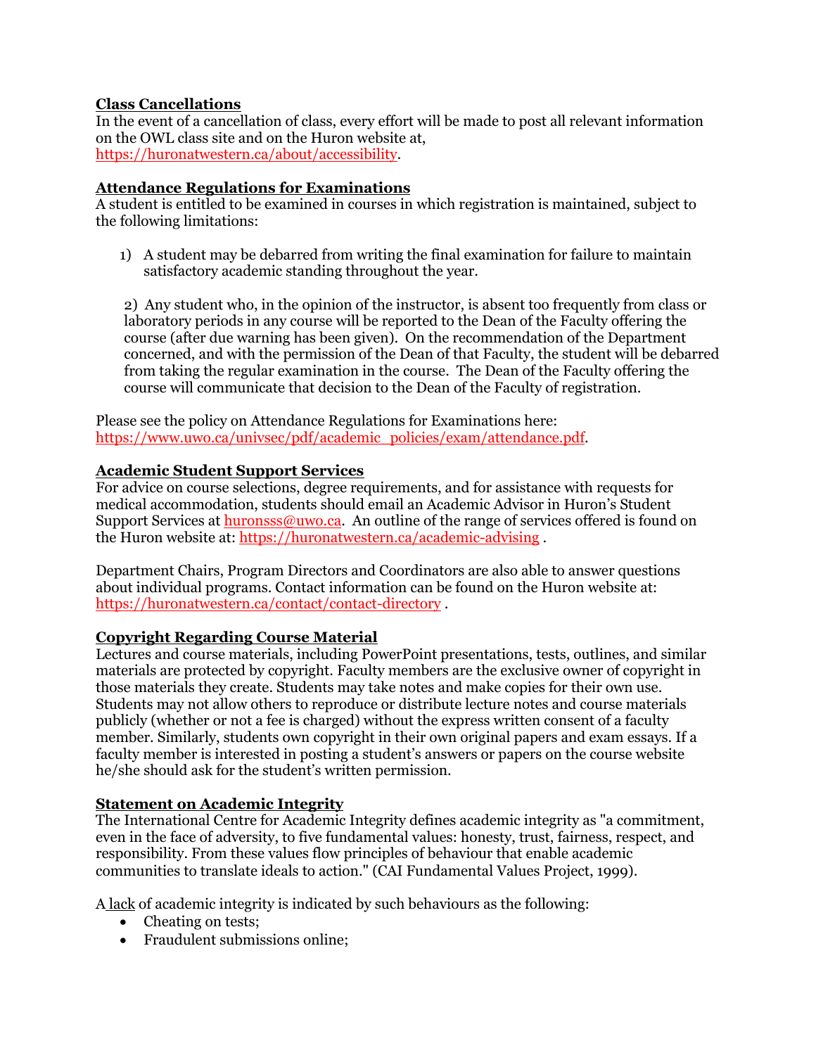## Class Cancellations

In the event of a cancellation of class, every effort will be made to post all relevant information on the OWL class site and on the Huron website at, https://huronatwestern.ca/about/accessibility.

## Attendance Regulations for Examinations

A student is entitled to be examined in courses in which registration is maintained, subject to the following limitations:

1) A student may be debarred from writing the final examination for failure to maintain satisfactory academic standing throughout the year.

2) Any student who, in the opinion of the instructor, is absent too frequently from class or laboratory periods in any course will be reported to the Dean of the Faculty offering the course (after due warning has been given). On the recommendation of the Department concerned, and with the permission of the Dean of that Faculty, the student will be debarred from taking the regular examination in the course. The Dean of the Faculty offering the course will communicate that decision to the Dean of the Faculty of registration.

Please see the policy on Attendance Regulations for Examinations here: https://www.uwo.ca/univsec/pdf/academic_policies/exam/attendance.pdf.

## Academic Student Support Services

For advice on course selections, degree requirements, and for assistance with requests for medical accommodation, students should email an Academic Advisor in Huron's Student Support Services at huronsss@uwo.ca. An outline of the range of services offered is found on the Huron website at: https://huronatwestern.ca/academic-advising .

Department Chairs, Program Directors and Coordinators are also able to answer questions about individual programs. Contact information can be found on the Huron website at: https://huronatwestern.ca/contact/contact-directory .

## Copyright Regarding Course Material

Lectures and course materials, including PowerPoint presentations, tests, outlines, and similar materials are protected by copyright. Faculty members are the exclusive owner of copyright in those materials they create. Students may take notes and make copies for their own use. Students may not allow others to reproduce or distribute lecture notes and course materials publicly (whether or not a fee is charged) without the express written consent of a faculty member. Similarly, students own copyright in their own original papers and exam essays. If a faculty member is interested in posting a student's answers or papers on the course website he/she should ask for the student's written permission.

## Statement on Academic Integrity

The International Centre for Academic Integrity defines academic integrity as "a commitment, even in the face of adversity, to five fundamental values: honesty, trust, fairness, respect, and responsibility. From these values flow principles of behaviour that enable academic communities to translate ideals to action." (CAI Fundamental Values Project, 1999).

A lack of academic integrity is indicated by such behaviours as the following:

- Cheating on tests;
- Fraudulent submissions online;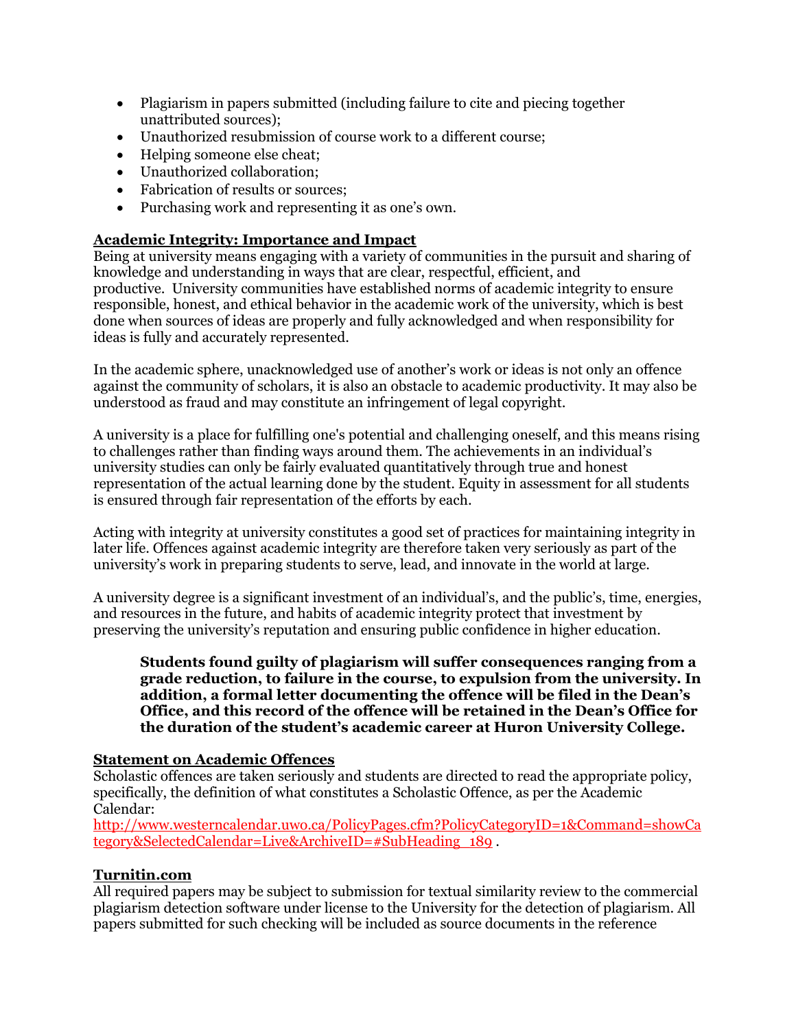- Plagiarism in papers submitted (including failure to cite and piecing together unattributed sources);
- Unauthorized resubmission of course work to a different course;
- Helping someone else cheat;
- Unauthorized collaboration;
- Fabrication of results or sources;
- Purchasing work and representing it as one's own.

**Academic Integrity: Importance and Impact**

Being at university means engaging with a variety of communities in the pursuit and sharing of knowledge and understanding in ways that are clear, respectful, efficient, and productive. University communities have established norms of academic integrity to ensure responsible, honest, and ethical behavior in the academic work of the university, which is best done when sources of ideas are properly and fully acknowledged and when responsibility for ideas is fully and accurately represented.

In the academic sphere, unacknowledged use of another's work or ideas is not only an offence against the community of scholars, it is also an obstacle to academic productivity. It may also be understood as fraud and may constitute an infringement of legal copyright.

A university is a place for fulfilling one's potential and challenging oneself, and this means rising to challenges rather than finding ways around them. The achievements in an individual's university studies can only be fairly evaluated quantitatively through true and honest representation of the actual learning done by the student. Equity in assessment for all students is ensured through fair representation of the efforts by each.

Acting with integrity at university constitutes a good set of practices for maintaining integrity in later life. Offences against academic integrity are therefore taken very seriously as part of the university's work in preparing students to serve, lead, and innovate in the world at large.

A university degree is a significant investment of an individual's, and the public's, time, energies, and resources in the future, and habits of academic integrity protect that investment by preserving the university's reputation and ensuring public confidence in higher education.

> **Students found guilty of plagiarism will suffer consequences ranging from a grade reduction, to failure in the course, to expulsion from the university. In addition, a formal letter documenting the offence will be filed in the Dean's Office, and this record of the offence will be retained in the Dean's Office for the duration of the student's academic career at Huron University College.**

**Statement on Academic Offences**

Scholastic offences are taken seriously and students are directed to read the appropriate policy, specifically, the definition of what constitutes a Scholastic Offence, as per the Academic Calendar:
http://www.westerncalendar.uwo.ca/PolicyPages.cfm?PolicyCategoryID=1&Command=showCategory&SelectedCalendar=Live&ArchiveID=#SubHeading_189 .

**Turnitin.com**

All required papers may be subject to submission for textual similarity review to the commercial plagiarism detection software under license to the University for the detection of plagiarism. All papers submitted for such checking will be included as source documents in the reference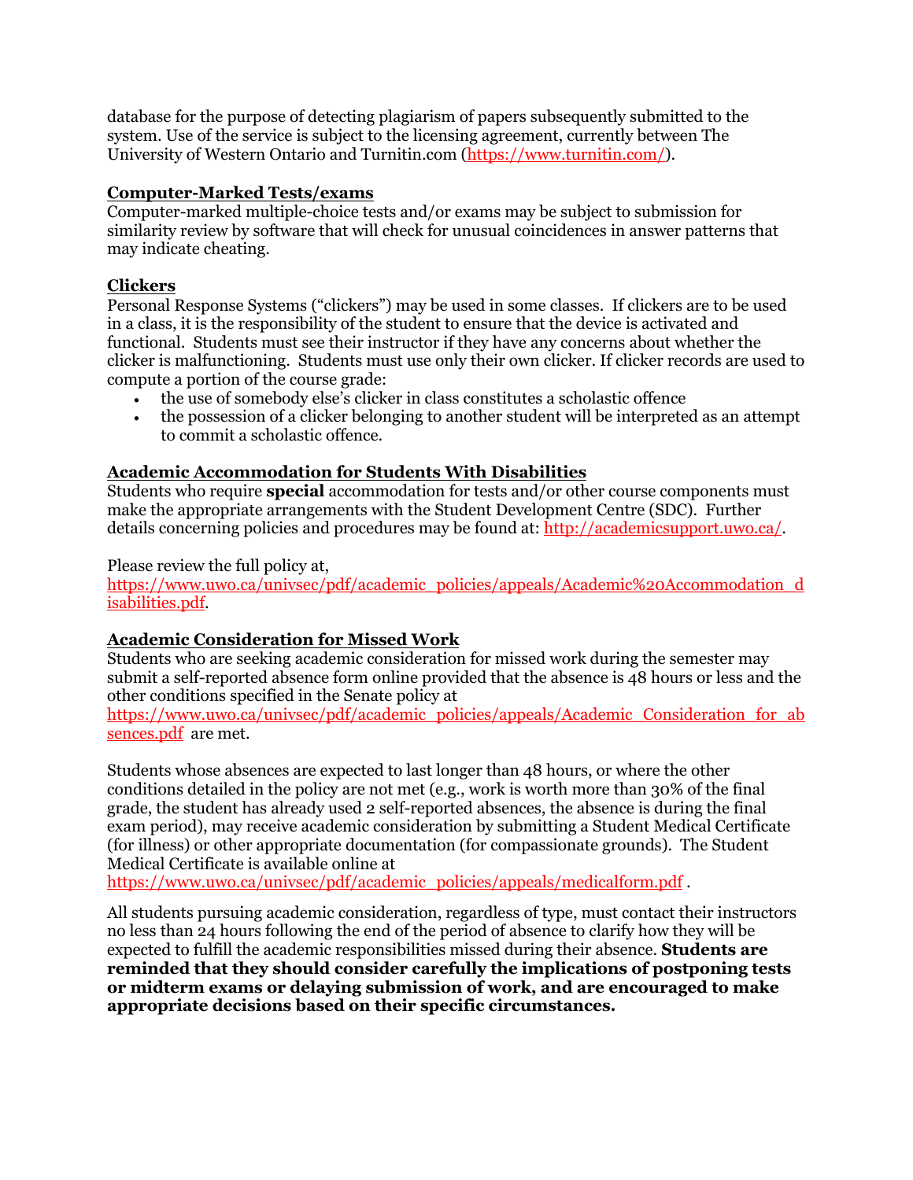database for the purpose of detecting plagiarism of papers subsequently submitted to the system. Use of the service is subject to the licensing agreement, currently between The University of Western Ontario and Turnitin.com (https://www.turnitin.com/).

## Computer-Marked Tests/exams

Computer-marked multiple-choice tests and/or exams may be subject to submission for similarity review by software that will check for unusual coincidences in answer patterns that may indicate cheating.

## Clickers

Personal Response Systems ("clickers") may be used in some classes. If clickers are to be used in a class, it is the responsibility of the student to ensure that the device is activated and functional. Students must see their instructor if they have any concerns about whether the clicker is malfunctioning. Students must use only their own clicker. If clicker records are used to compute a portion of the course grade:

- the use of somebody else's clicker in class constitutes a scholastic offence
- the possession of a clicker belonging to another student will be interpreted as an attempt to commit a scholastic offence.

## Academic Accommodation for Students With Disabilities

Students who require **special** accommodation for tests and/or other course components must make the appropriate arrangements with the Student Development Centre (SDC). Further details concerning policies and procedures may be found at: http://academicsupport.uwo.ca/.

Please review the full policy at, https://www.uwo.ca/univsec/pdf/academic_policies/appeals/Academic%20Accommodation_disabilities.pdf.

## Academic Consideration for Missed Work

Students who are seeking academic consideration for missed work during the semester may submit a self-reported absence form online provided that the absence is 48 hours or less and the other conditions specified in the Senate policy at https://www.uwo.ca/univsec/pdf/academic_policies/appeals/Academic_Consideration_for_absences.pdf are met.

Students whose absences are expected to last longer than 48 hours, or where the other conditions detailed in the policy are not met (e.g., work is worth more than 30% of the final grade, the student has already used 2 self-reported absences, the absence is during the final exam period), may receive academic consideration by submitting a Student Medical Certificate (for illness) or other appropriate documentation (for compassionate grounds). The Student Medical Certificate is available online at https://www.uwo.ca/univsec/pdf/academic_policies/appeals/medicalform.pdf .

All students pursuing academic consideration, regardless of type, must contact their instructors no less than 24 hours following the end of the period of absence to clarify how they will be expected to fulfill the academic responsibilities missed during their absence. **Students are reminded that they should consider carefully the implications of postponing tests or midterm exams or delaying submission of work, and are encouraged to make appropriate decisions based on their specific circumstances.**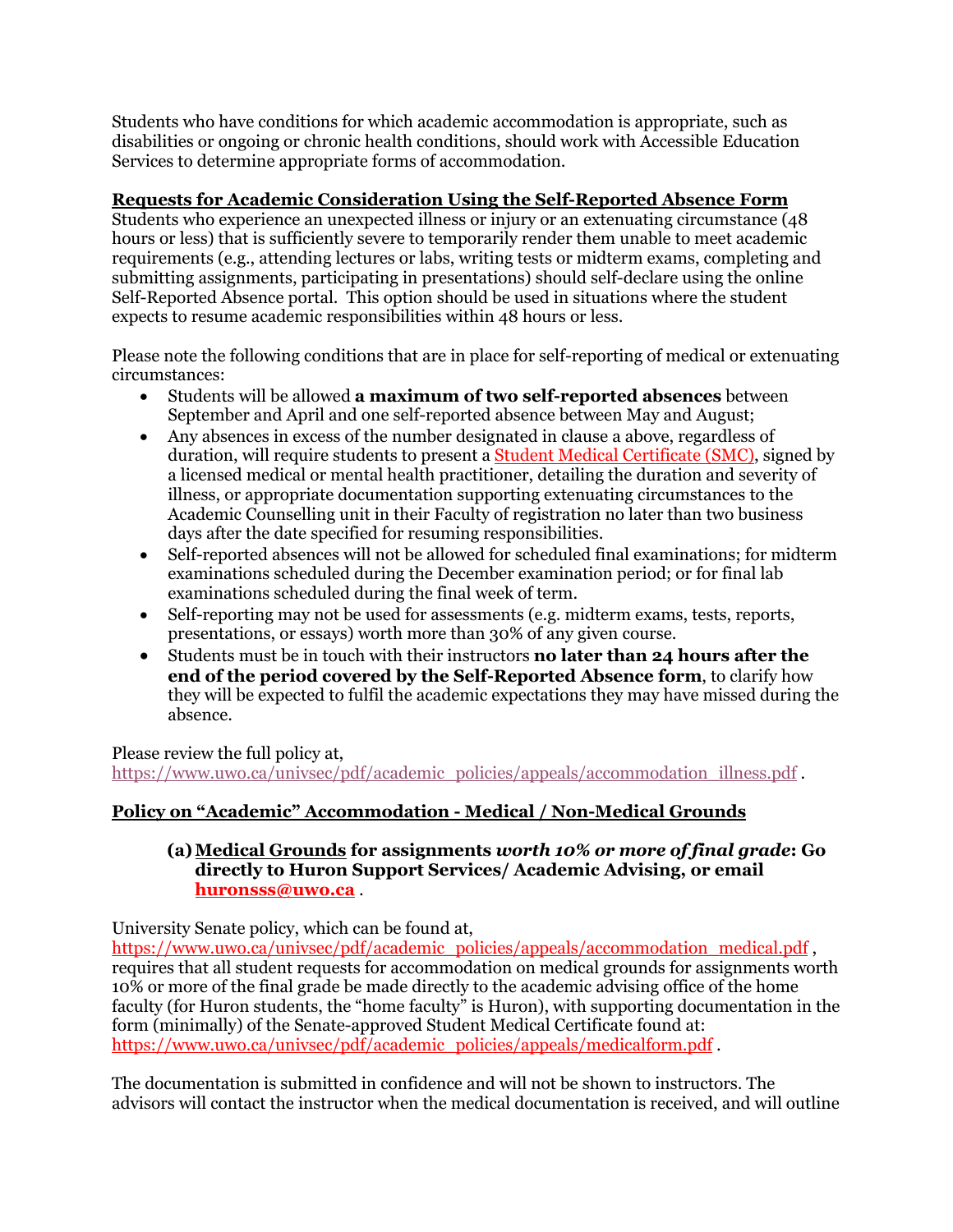Students who have conditions for which academic accommodation is appropriate, such as disabilities or ongoing or chronic health conditions, should work with Accessible Education Services to determine appropriate forms of accommodation.

**Requests for Academic Consideration Using the Self-Reported Absence Form**

Students who experience an unexpected illness or injury or an extenuating circumstance (48 hours or less) that is sufficiently severe to temporarily render them unable to meet academic requirements (e.g., attending lectures or labs, writing tests or midterm exams, completing and submitting assignments, participating in presentations) should self-declare using the online Self-Reported Absence portal. This option should be used in situations where the student expects to resume academic responsibilities within 48 hours or less.

Please note the following conditions that are in place for self-reporting of medical or extenuating circumstances:

- Students will be allowed **a maximum of two self-reported absences** between September and April and one self-reported absence between May and August;
- Any absences in excess of the number designated in clause a above, regardless of duration, will require students to present a Student Medical Certificate (SMC), signed by a licensed medical or mental health practitioner, detailing the duration and severity of illness, or appropriate documentation supporting extenuating circumstances to the Academic Counselling unit in their Faculty of registration no later than two business days after the date specified for resuming responsibilities.
- Self-reported absences will not be allowed for scheduled final examinations; for midterm examinations scheduled during the December examination period; or for final lab examinations scheduled during the final week of term.
- Self-reporting may not be used for assessments (e.g. midterm exams, tests, reports, presentations, or essays) worth more than 30% of any given course.
- Students must be in touch with their instructors **no later than 24 hours after the end of the period covered by the Self-Reported Absence form**, to clarify how they will be expected to fulfil the academic expectations they may have missed during the absence.

Please review the full policy at, https://www.uwo.ca/univsec/pdf/academic_policies/appeals/accommodation_illness.pdf .

**Policy on "Academic" Accommodation - Medical / Non-Medical Grounds**

**(a) Medical Grounds for assignments *worth 10% or more of final grade*: Go directly to Huron Support Services/ Academic Advising, or email huronsss@uwo.ca .**

University Senate policy, which can be found at, https://www.uwo.ca/univsec/pdf/academic_policies/appeals/accommodation_medical.pdf , requires that all student requests for accommodation on medical grounds for assignments worth 10% or more of the final grade be made directly to the academic advising office of the home faculty (for Huron students, the "home faculty" is Huron), with supporting documentation in the form (minimally) of the Senate-approved Student Medical Certificate found at: https://www.uwo.ca/univsec/pdf/academic_policies/appeals/medicalform.pdf .

The documentation is submitted in confidence and will not be shown to instructors. The advisors will contact the instructor when the medical documentation is received, and will outline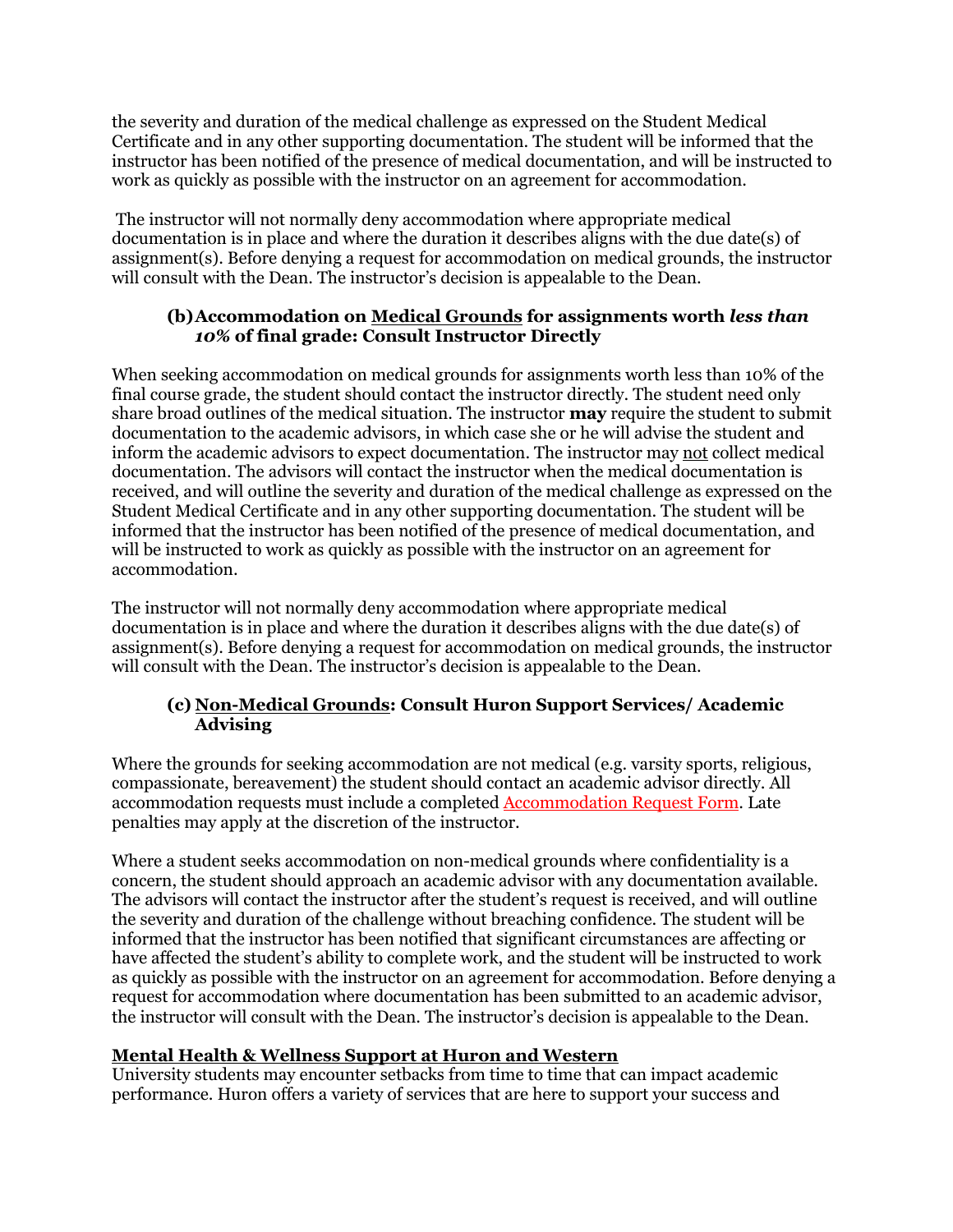the severity and duration of the medical challenge as expressed on the Student Medical Certificate and in any other supporting documentation. The student will be informed that the instructor has been notified of the presence of medical documentation, and will be instructed to work as quickly as possible with the instructor on an agreement for accommodation.

The instructor will not normally deny accommodation where appropriate medical documentation is in place and where the duration it describes aligns with the due date(s) of assignment(s). Before denying a request for accommodation on medical grounds, the instructor will consult with the Dean. The instructor's decision is appealable to the Dean.

### (b) Accommodation on Medical Grounds for assignments worth *less than 10%* of final grade: Consult Instructor Directly

When seeking accommodation on medical grounds for assignments worth less than 10% of the final course grade, the student should contact the instructor directly. The student need only share broad outlines of the medical situation. The instructor **may** require the student to submit documentation to the academic advisors, in which case she or he will advise the student and inform the academic advisors to expect documentation. The instructor may not collect medical documentation. The advisors will contact the instructor when the medical documentation is received, and will outline the severity and duration of the medical challenge as expressed on the Student Medical Certificate and in any other supporting documentation. The student will be informed that the instructor has been notified of the presence of medical documentation, and will be instructed to work as quickly as possible with the instructor on an agreement for accommodation.

The instructor will not normally deny accommodation where appropriate medical documentation is in place and where the duration it describes aligns with the due date(s) of assignment(s). Before denying a request for accommodation on medical grounds, the instructor will consult with the Dean. The instructor's decision is appealable to the Dean.

### (c) Non-Medical Grounds: Consult Huron Support Services/ Academic Advising

Where the grounds for seeking accommodation are not medical (e.g. varsity sports, religious, compassionate, bereavement) the student should contact an academic advisor directly. All accommodation requests must include a completed Accommodation Request Form. Late penalties may apply at the discretion of the instructor.

Where a student seeks accommodation on non-medical grounds where confidentiality is a concern, the student should approach an academic advisor with any documentation available. The advisors will contact the instructor after the student's request is received, and will outline the severity and duration of the challenge without breaching confidence. The student will be informed that the instructor has been notified that significant circumstances are affecting or have affected the student's ability to complete work, and the student will be instructed to work as quickly as possible with the instructor on an agreement for accommodation. Before denying a request for accommodation where documentation has been submitted to an academic advisor, the instructor will consult with the Dean. The instructor's decision is appealable to the Dean.

### Mental Health & Wellness Support at Huron and Western

University students may encounter setbacks from time to time that can impact academic performance. Huron offers a variety of services that are here to support your success and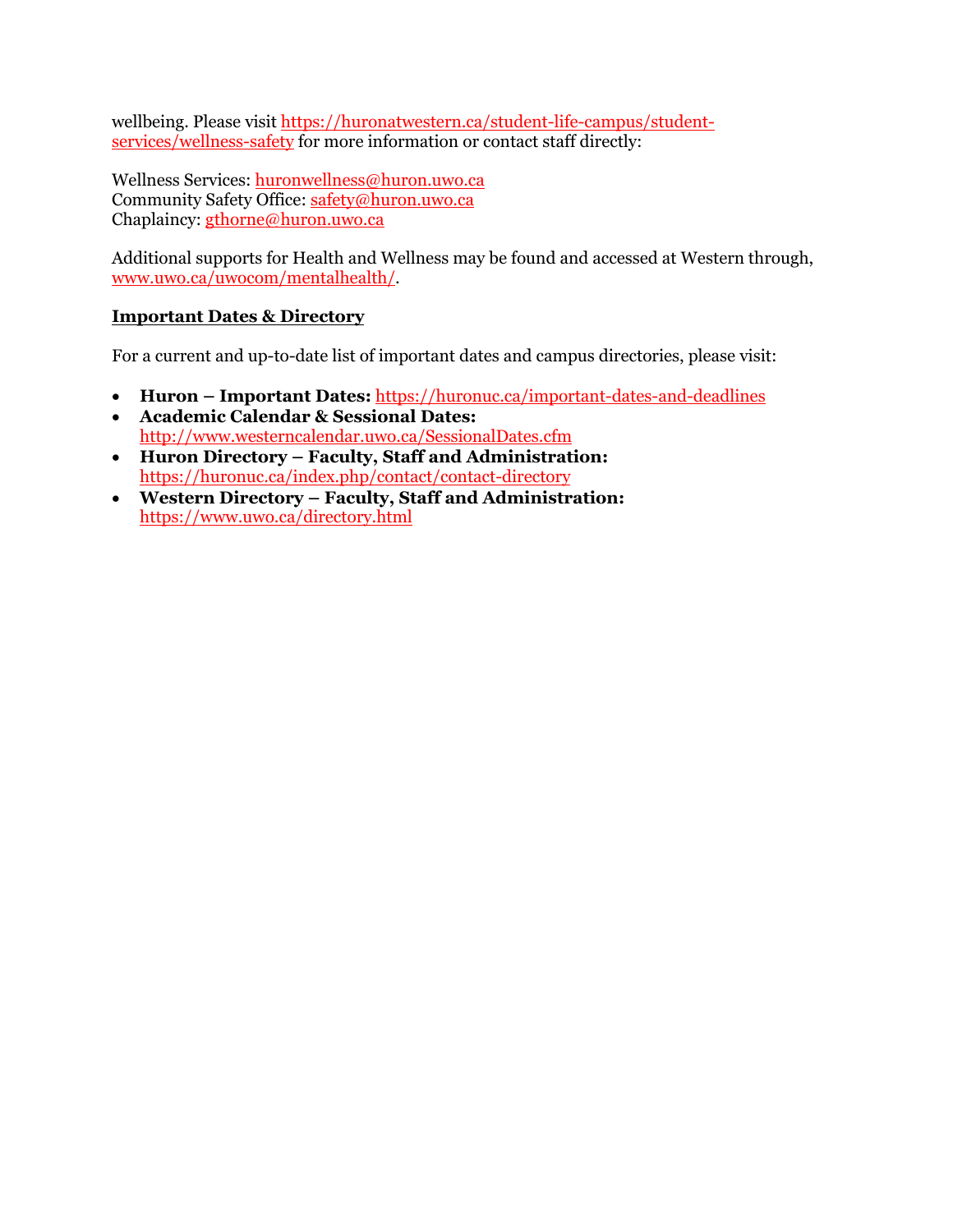wellbeing. Please visit https://huronatwestern.ca/student-life-campus/student-services/wellness-safety for more information or contact staff directly:

Wellness Services: huronwellness@huron.uwo.ca
Community Safety Office: safety@huron.uwo.ca
Chaplaincy: gthorne@huron.uwo.ca

Additional supports for Health and Wellness may be found and accessed at Western through, www.uwo.ca/uwocom/mentalhealth/.

## Important Dates & Directory

For a current and up-to-date list of important dates and campus directories, please visit:

- **Huron – Important Dates:** https://huronuc.ca/important-dates-and-deadlines
- **Academic Calendar & Sessional Dates:** http://www.westerncalendar.uwo.ca/SessionalDates.cfm
- **Huron Directory – Faculty, Staff and Administration:** https://huronuc.ca/index.php/contact/contact-directory
- **Western Directory – Faculty, Staff and Administration:** https://www.uwo.ca/directory.html